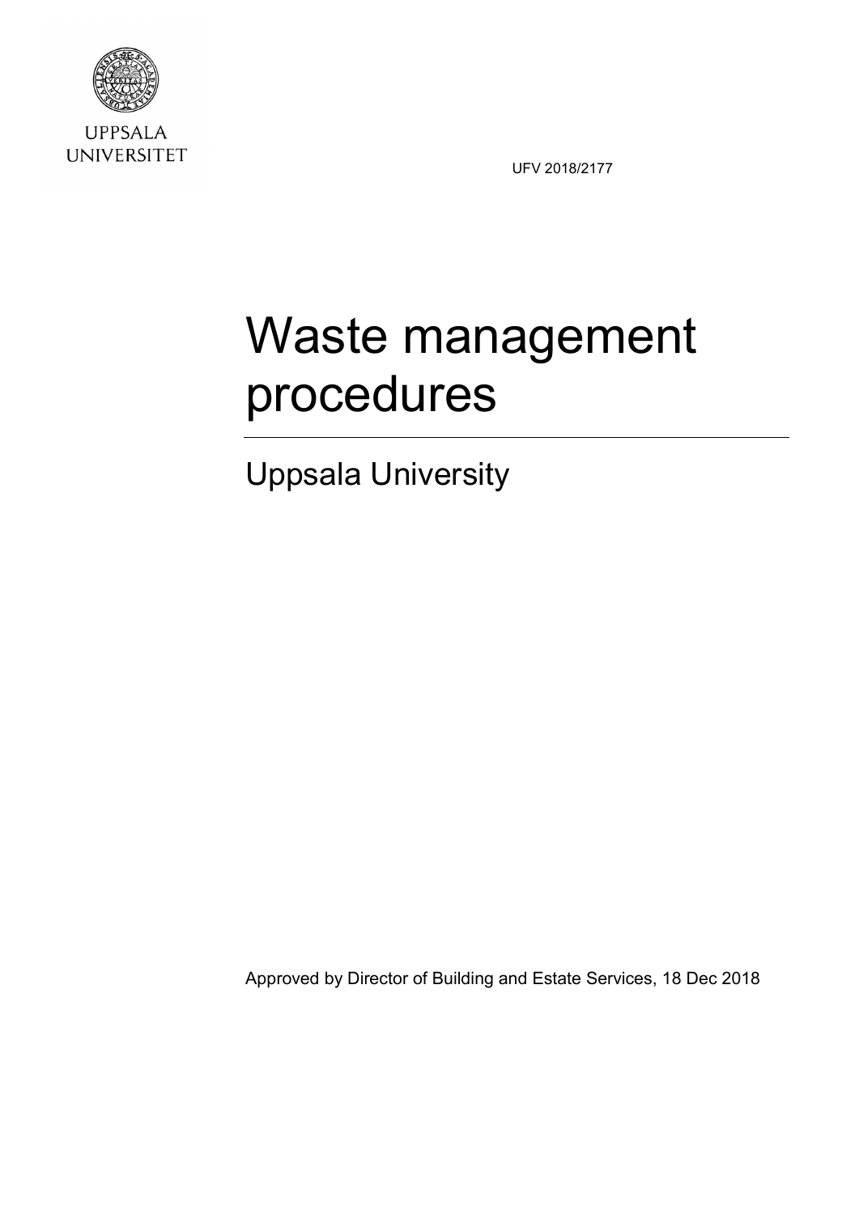UPPSALA UNIVERSITET

UFV 2018/2177

# Waste management procedures

## Uppsala University

Approved by Director of Building and Estate Services, 18 Dec 2018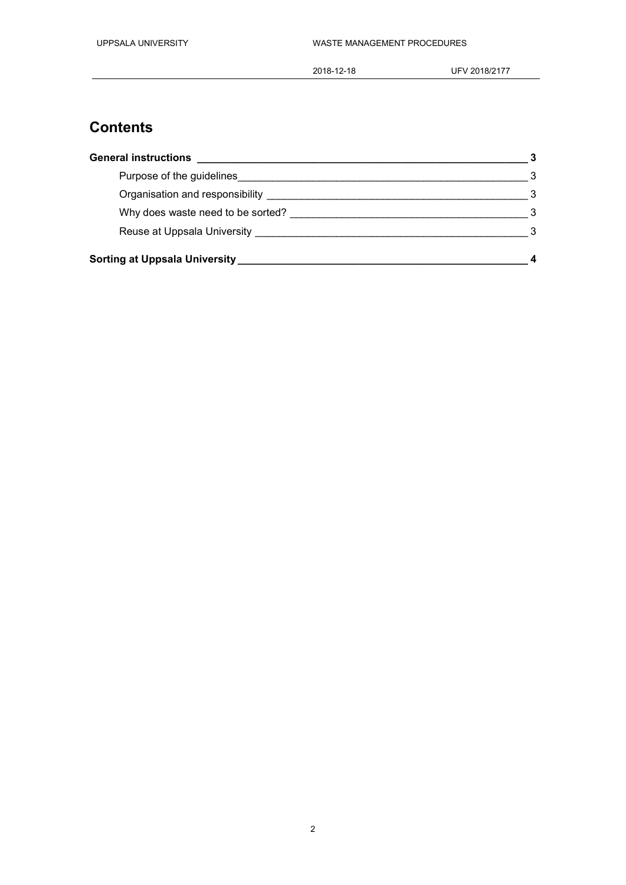# Contents

**General instructions** **3**

- Purpose of the guidelines 3
- Organisation and responsibility 3
- Why does waste need to be sorted? 3
- Reuse at Uppsala University 3

**Sorting at Uppsala University** **4**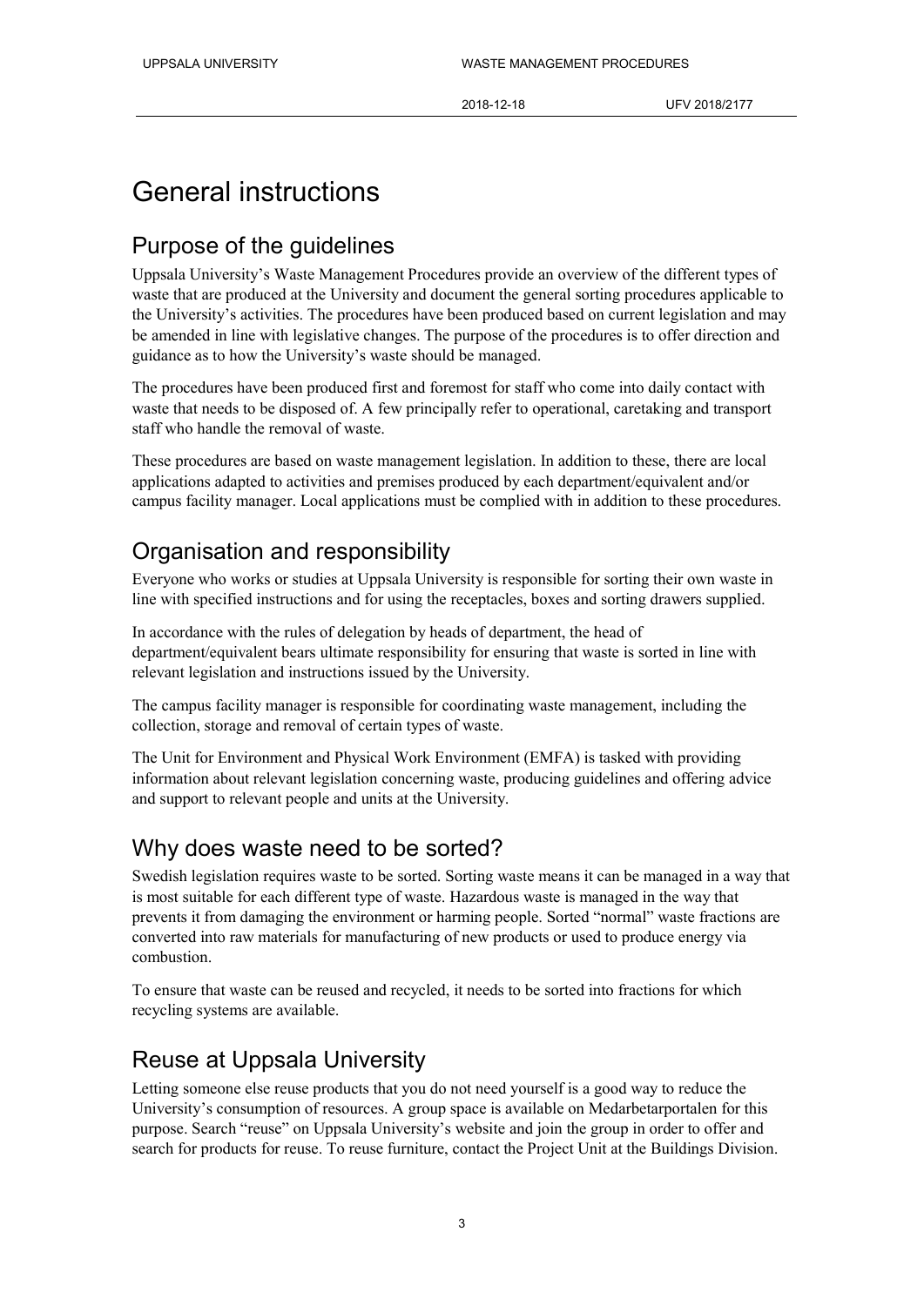# General instructions

## Purpose of the guidelines

Uppsala University's Waste Management Procedures provide an overview of the different types of waste that are produced at the University and document the general sorting procedures applicable to the University's activities. The procedures have been produced based on current legislation and may be amended in line with legislative changes. The purpose of the procedures is to offer direction and guidance as to how the University's waste should be managed.

The procedures have been produced first and foremost for staff who come into daily contact with waste that needs to be disposed of. A few principally refer to operational, caretaking and transport staff who handle the removal of waste.

These procedures are based on waste management legislation. In addition to these, there are local applications adapted to activities and premises produced by each department/equivalent and/or campus facility manager. Local applications must be complied with in addition to these procedures.

## Organisation and responsibility

Everyone who works or studies at Uppsala University is responsible for sorting their own waste in line with specified instructions and for using the receptacles, boxes and sorting drawers supplied.

In accordance with the rules of delegation by heads of department, the head of department/equivalent bears ultimate responsibility for ensuring that waste is sorted in line with relevant legislation and instructions issued by the University.

The campus facility manager is responsible for coordinating waste management, including the collection, storage and removal of certain types of waste.

The Unit for Environment and Physical Work Environment (EMFA) is tasked with providing information about relevant legislation concerning waste, producing guidelines and offering advice and support to relevant people and units at the University.

## Why does waste need to be sorted?

Swedish legislation requires waste to be sorted. Sorting waste means it can be managed in a way that is most suitable for each different type of waste. Hazardous waste is managed in the way that prevents it from damaging the environment or harming people. Sorted "normal" waste fractions are converted into raw materials for manufacturing of new products or used to produce energy via combustion.

To ensure that waste can be reused and recycled, it needs to be sorted into fractions for which recycling systems are available.

## Reuse at Uppsala University

Letting someone else reuse products that you do not need yourself is a good way to reduce the University's consumption of resources. A group space is available on Medarbetarportalen for this purpose. Search "reuse" on Uppsala University's website and join the group in order to offer and search for products for reuse. To reuse furniture, contact the Project Unit at the Buildings Division.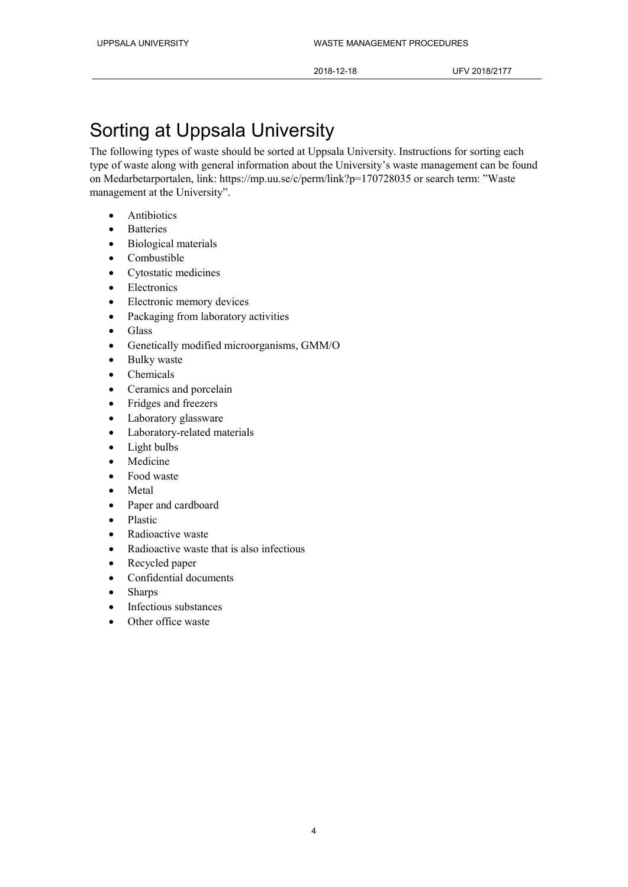# Sorting at Uppsala University

The following types of waste should be sorted at Uppsala University. Instructions for sorting each type of waste along with general information about the University's waste management can be found on Medarbetarportalen, link: https://mp.uu.se/c/perm/link?p=170728035 or search term: "Waste management at the University".

- Antibiotics
- Batteries
- Biological materials
- Combustible
- Cytostatic medicines
- Electronics
- Electronic memory devices
- Packaging from laboratory activities
- Glass
- Genetically modified microorganisms, GMM/O
- Bulky waste
- Chemicals
- Ceramics and porcelain
- Fridges and freezers
- Laboratory glassware
- Laboratory-related materials
- Light bulbs
- Medicine
- Food waste
- Metal
- Paper and cardboard
- Plastic
- Radioactive waste
- Radioactive waste that is also infectious
- Recycled paper
- Confidential documents
- Sharps
- Infectious substances
- Other office waste